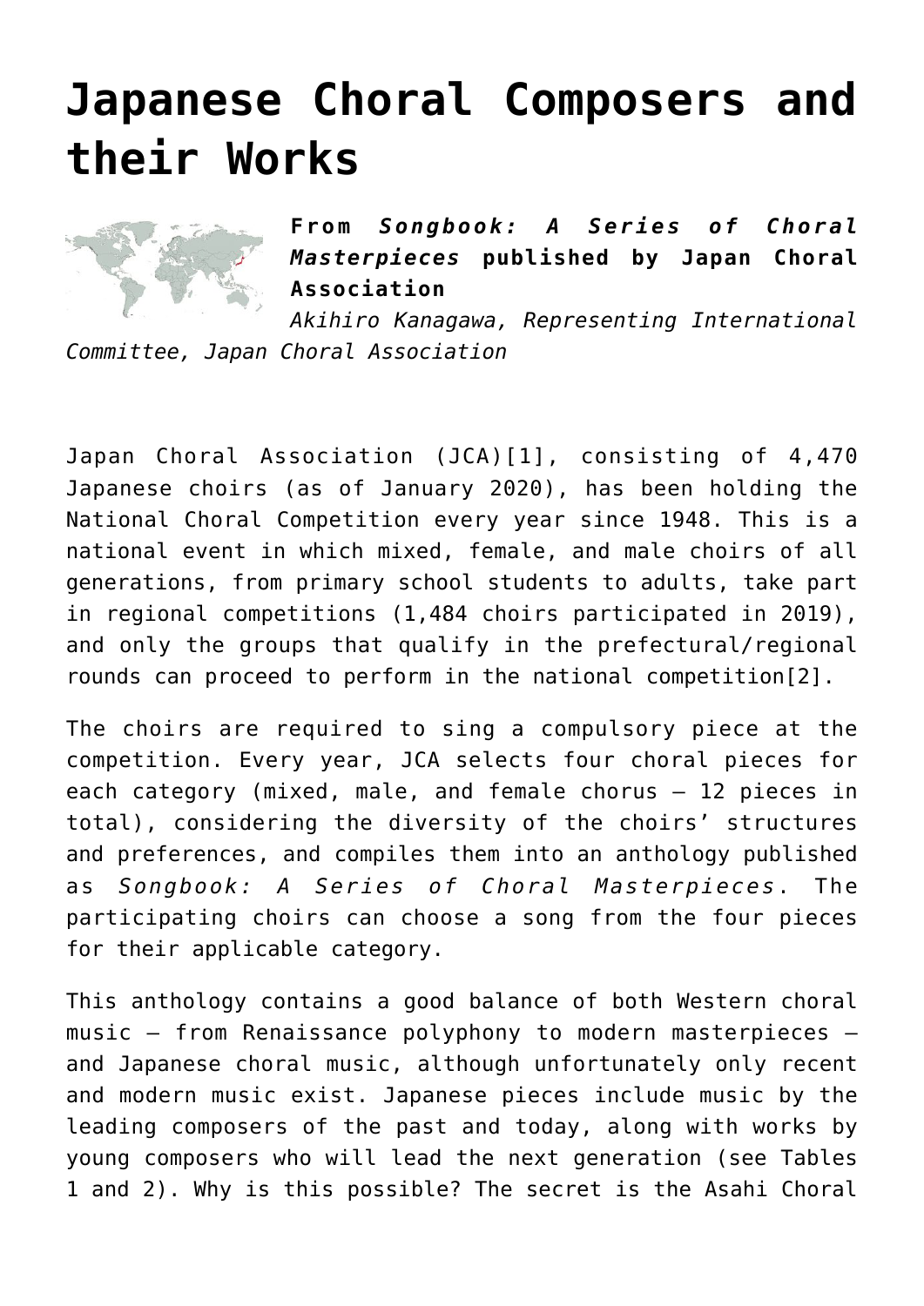# Japanese Choral Composers and their Works

**From *Songbook: A Series of Choral Masterpieces* published by Japan Choral Association**

*Akihiro Kanagawa, Representing International Committee, Japan Choral Association*

Japan Choral Association (JCA)[1], consisting of 4,470 Japanese choirs (as of January 2020), has been holding the National Choral Competition every year since 1948. This is a national event in which mixed, female, and male choirs of all generations, from primary school students to adults, take part in regional competitions (1,484 choirs participated in 2019), and only the groups that qualify in the prefectural/regional rounds can proceed to perform in the national competition[2].

The choirs are required to sing a compulsory piece at the competition. Every year, JCA selects four choral pieces for each category (mixed, male, and female chorus – 12 pieces in total), considering the diversity of the choirs' structures and preferences, and compiles them into an anthology published as *Songbook: A Series of Choral Masterpieces*. The participating choirs can choose a song from the four pieces for their applicable category.

This anthology contains a good balance of both Western choral music – from Renaissance polyphony to modern masterpieces – and Japanese choral music, although unfortunately only recent and modern music exist. Japanese pieces include music by the leading composers of the past and today, along with works by young composers who will lead the next generation (see Tables 1 and 2). Why is this possible? The secret is the Asahi Choral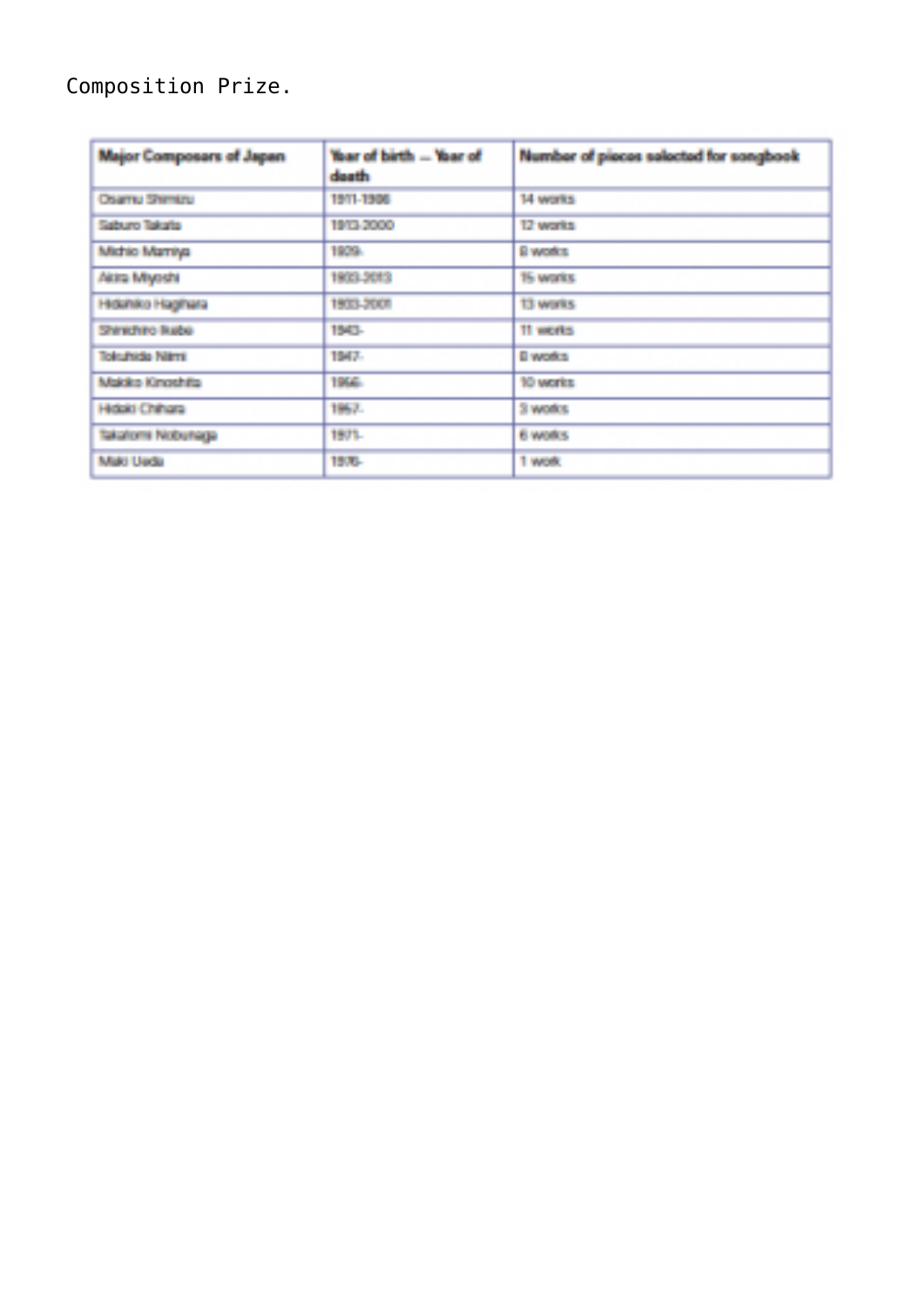Composition Prize.

| Major Composers of Japan | Year of birth – Year of death | Number of pieces selected for songbook |
|---|---|---|
| Osamu Shimizu | 1911-1986 | 14 works |
| Saburo Takata | 1913-2000 | 12 works |
| Michio Mamiya | 1929- | 8 works |
| Akira Miyoshi | 1933-2013 | 15 works |
| Hidehiko Hagihara | 1933-2001 | 13 works |
| Shinichiro Ikebe | 1943- | 11 works |
| Tokuhide Niimi | 1947- | 0 works |
| Makiko Kinoshita | 1956- | 10 works |
| Hideki Chihara | 1957- | 3 works |
| Takatomi Nobunaga | 1971- | 6 works |
| Maki Ueda | 1976- | 1 work |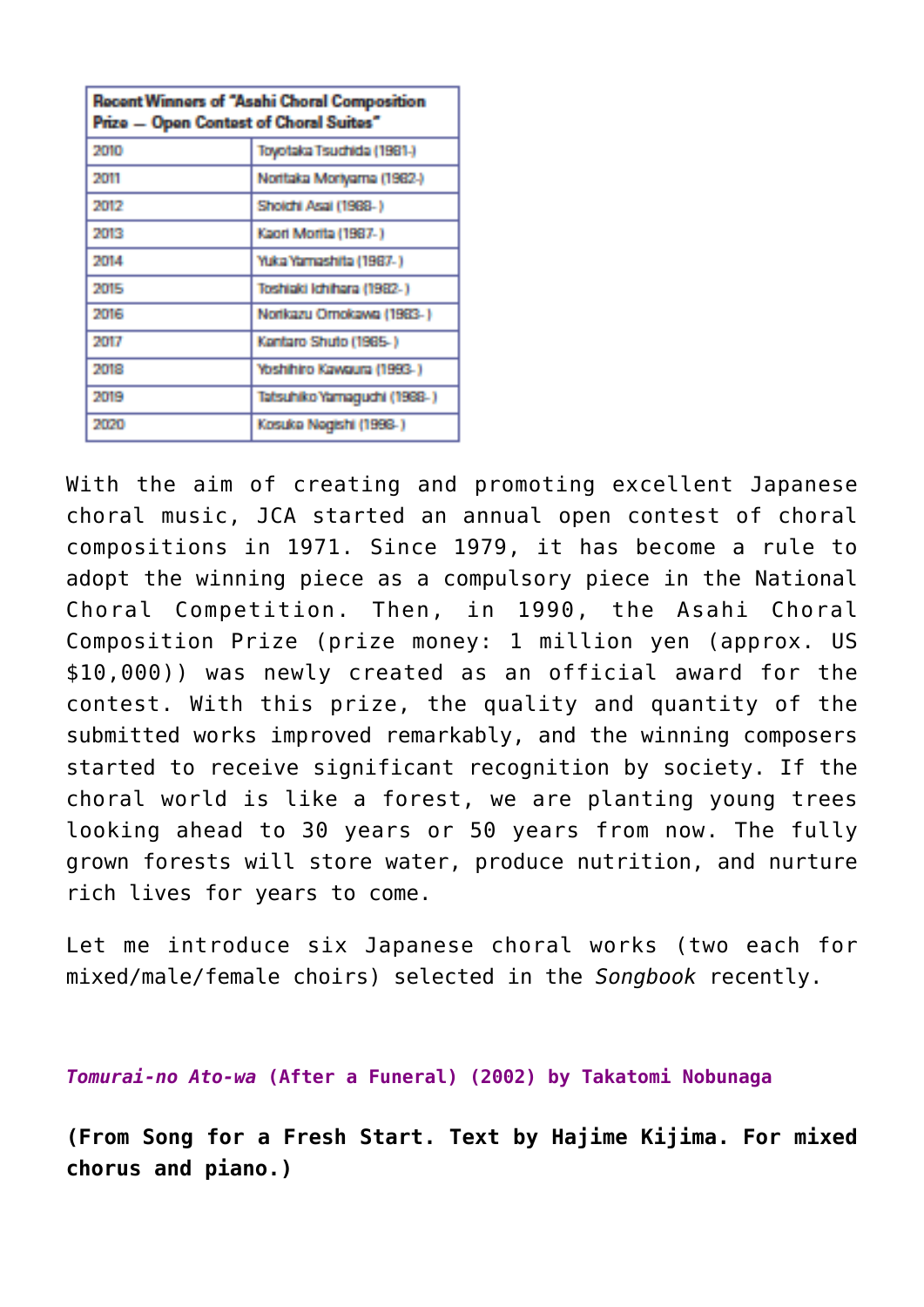| Recent Winners of "Asahi Choral Composition Prize — Open Contest of Choral Suites" | |
|---|---|
| 2010 | Toyotaka Tsuchida (1981-) |
| 2011 | Noritaka Moriyama (1982-) |
| 2012 | Shoichi Asai (1988- ) |
| 2013 | Kaori Morita (1987- ) |
| 2014 | Yuka Yamashita (1987- ) |
| 2015 | Toshiaki Ichihara (1982- ) |
| 2016 | Norikazu Omokawa (1983- ) |
| 2017 | Kentaro Shuto (1985- ) |
| 2018 | Yoshihiro Kawaura (1993- ) |
| 2019 | Tatsuhiko Yamaguchi (1988- ) |
| 2020 | Kosuke Negishi (1998- ) |

With the aim of creating and promoting excellent Japanese choral music, JCA started an annual open contest of choral compositions in 1971. Since 1979, it has become a rule to adopt the winning piece as a compulsory piece in the National Choral Competition. Then, in 1990, the Asahi Choral Composition Prize (prize money: 1 million yen (approx. US $10,000)) was newly created as an official award for the contest. With this prize, the quality and quantity of the submitted works improved remarkably, and the winning composers started to receive significant recognition by society. If the choral world is like a forest, we are planting young trees looking ahead to 30 years or 50 years from now. The fully grown forests will store water, produce nutrition, and nurture rich lives for years to come.

Let me introduce six Japanese choral works (two each for mixed/male/female choirs) selected in the *Songbook* recently.

### ***Tomurai-no Ato-wa*** **(After a Funeral) (2002) by Takatomi Nobunaga**

**(From Song for a Fresh Start. Text by Hajime Kijima. For mixed chorus and piano.)**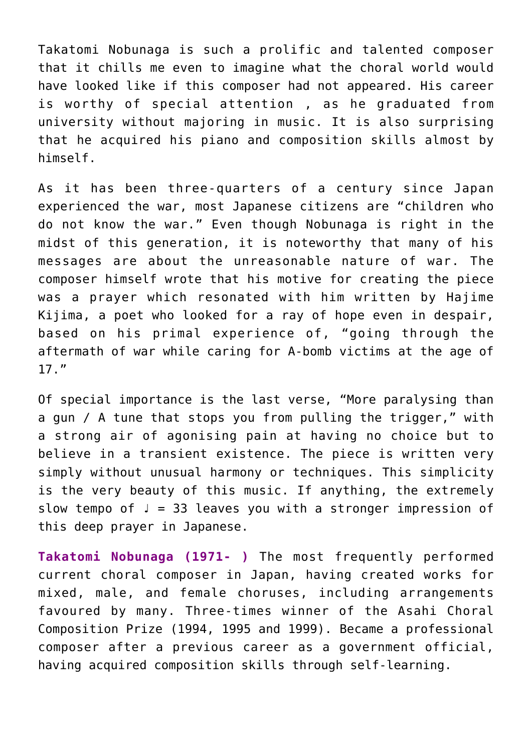Takatomi Nobunaga is such a prolific and talented composer that it chills me even to imagine what the choral world would have looked like if this composer had not appeared. His career is worthy of special attention , as he graduated from university without majoring in music. It is also surprising that he acquired his piano and composition skills almost by himself.

As it has been three-quarters of a century since Japan experienced the war, most Japanese citizens are "children who do not know the war." Even though Nobunaga is right in the midst of this generation, it is noteworthy that many of his messages are about the unreasonable nature of war. The composer himself wrote that his motive for creating the piece was a prayer which resonated with him written by Hajime Kijima, a poet who looked for a ray of hope even in despair, based on his primal experience of, "going through the aftermath of war while caring for A-bomb victims at the age of 17."

Of special importance is the last verse, "More paralysing than a gun / A tune that stops you from pulling the trigger," with a strong air of agonising pain at having no choice but to believe in a transient existence. The piece is written very simply without unusual harmony or techniques. This simplicity is the very beauty of this music. If anything, the extremely slow tempo of ♩ = 33 leaves you with a stronger impression of this deep prayer in Japanese.

**Takatomi Nobunaga (1971- )** The most frequently performed current choral composer in Japan, having created works for mixed, male, and female choruses, including arrangements favoured by many. Three-times winner of the Asahi Choral Composition Prize (1994, 1995 and 1999). Became a professional composer after a previous career as a government official, having acquired composition skills through self-learning.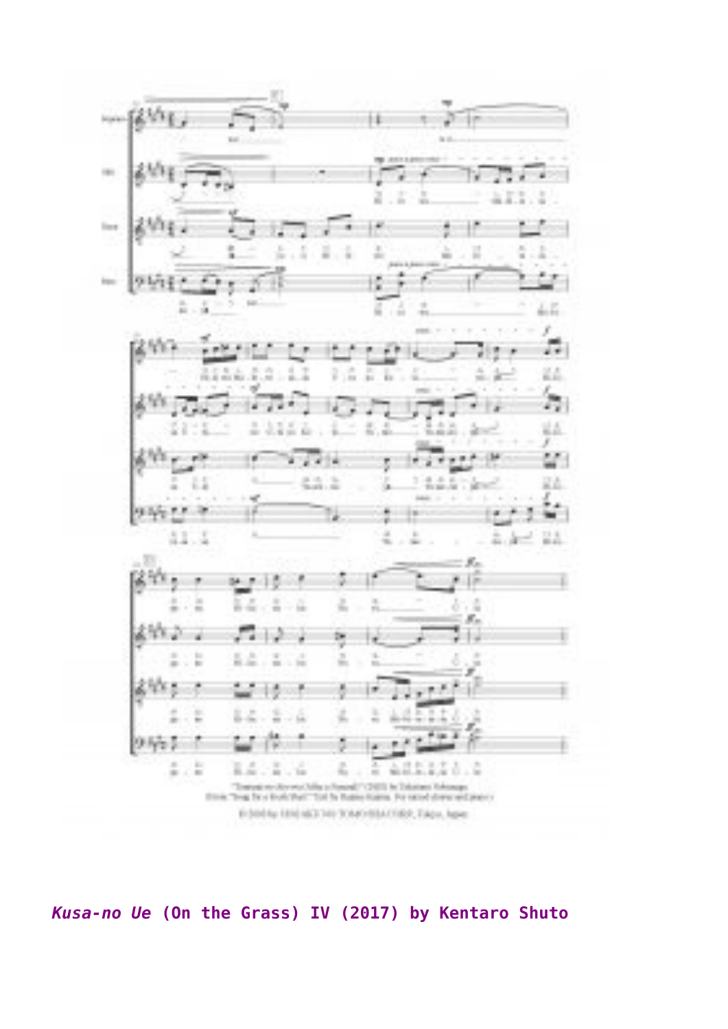*Kusa-no Ue* (On the Grass) IV (2017) by Kentaro Shuto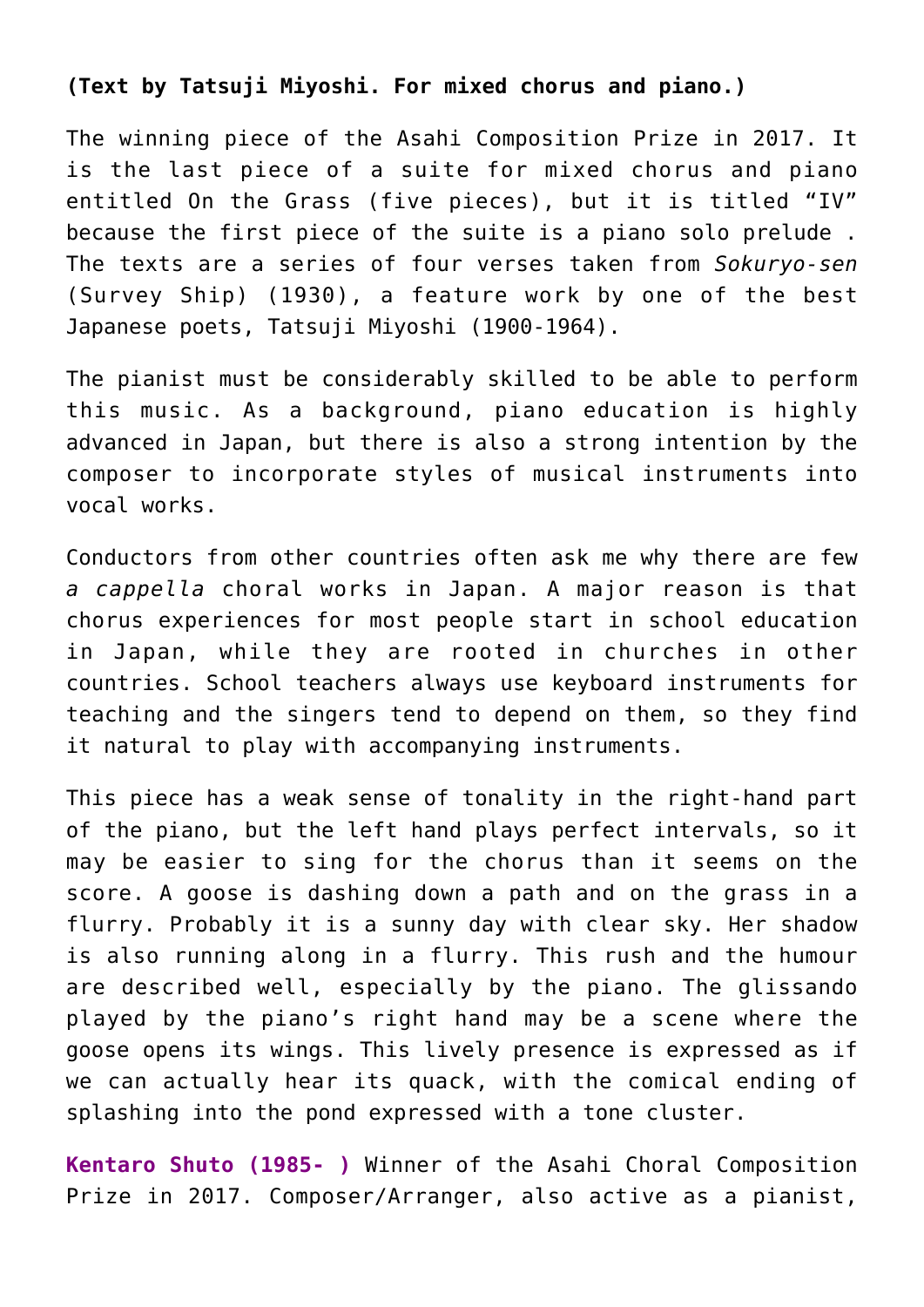**(Text by Tatsuji Miyoshi. For mixed chorus and piano.)**

The winning piece of the Asahi Composition Prize in 2017. It is the last piece of a suite for mixed chorus and piano entitled On the Grass (five pieces), but it is titled "IV" because the first piece of the suite is a piano solo prelude . The texts are a series of four verses taken from *Sokuryo-sen* (Survey Ship) (1930), a feature work by one of the best Japanese poets, Tatsuji Miyoshi (1900-1964).

The pianist must be considerably skilled to be able to perform this music. As a background, piano education is highly advanced in Japan, but there is also a strong intention by the composer to incorporate styles of musical instruments into vocal works.

Conductors from other countries often ask me why there are few *a cappella* choral works in Japan. A major reason is that chorus experiences for most people start in school education in Japan, while they are rooted in churches in other countries. School teachers always use keyboard instruments for teaching and the singers tend to depend on them, so they find it natural to play with accompanying instruments.

This piece has a weak sense of tonality in the right-hand part of the piano, but the left hand plays perfect intervals, so it may be easier to sing for the chorus than it seems on the score. A goose is dashing down a path and on the grass in a flurry. Probably it is a sunny day with clear sky. Her shadow is also running along in a flurry. This rush and the humour are described well, especially by the piano. The glissando played by the piano's right hand may be a scene where the goose opens its wings. This lively presence is expressed as if we can actually hear its quack, with the comical ending of splashing into the pond expressed with a tone cluster.

**Kentaro Shuto (1985- )** Winner of the Asahi Choral Composition Prize in 2017. Composer/Arranger, also active as a pianist,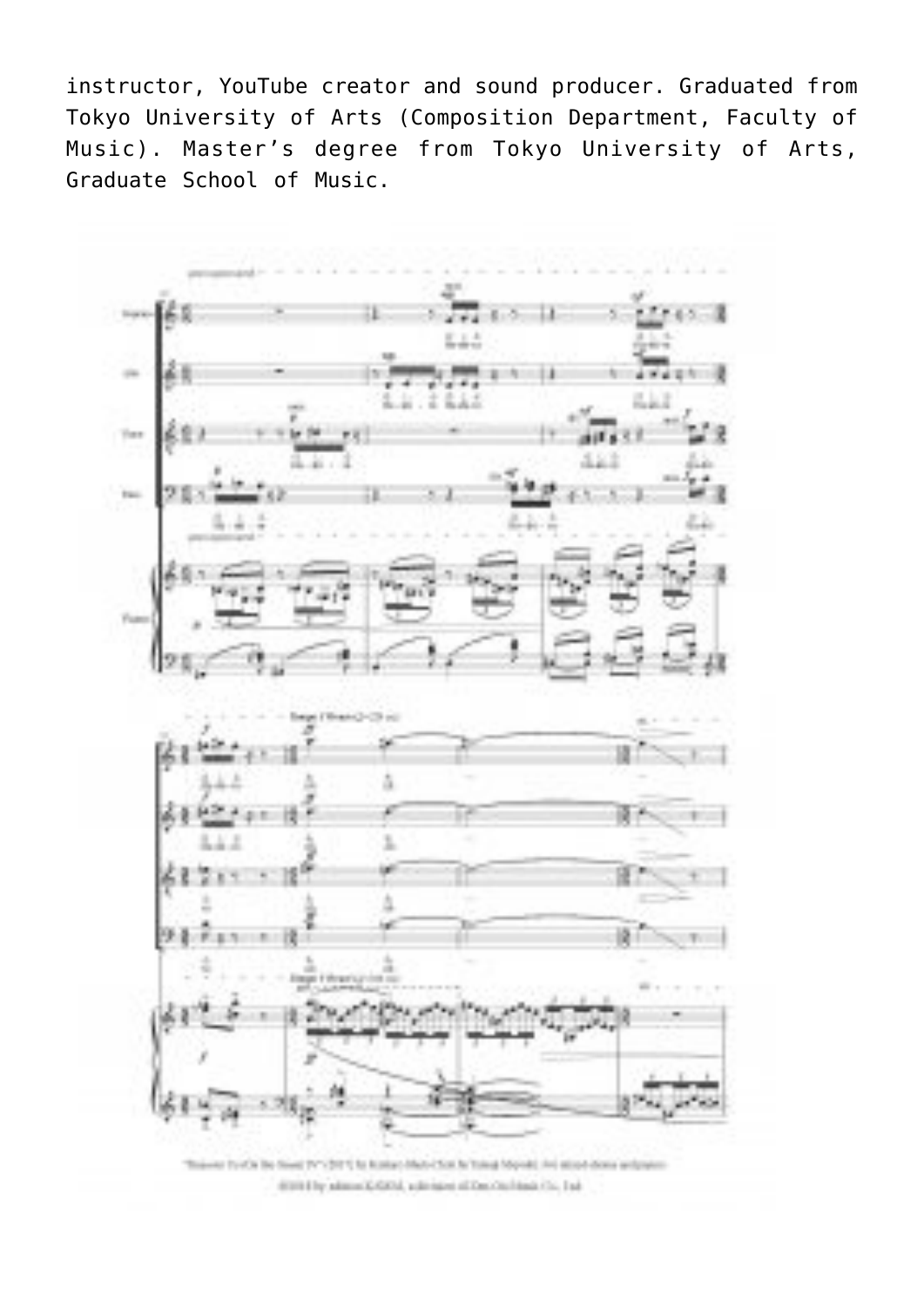instructor, YouTube creator and sound producer. Graduated from Tokyo University of Arts (Composition Department, Faculty of Music). Master's degree from Tokyo University of Arts, Graduate School of Music.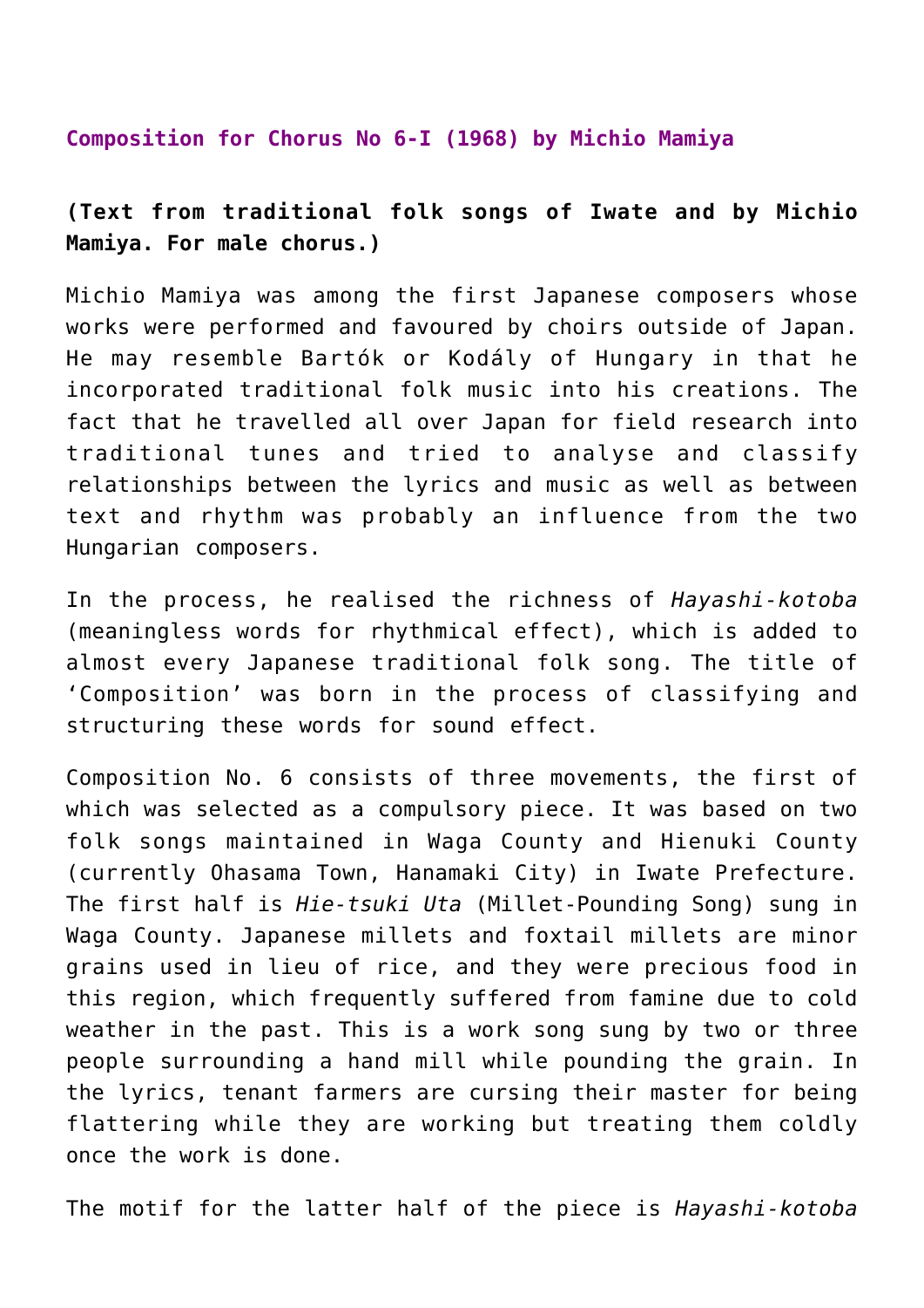**Composition for Chorus No 6-I (1968) by Michio Mamiya**

**(Text from traditional folk songs of Iwate and by Michio Mamiya. For male chorus.)**

Michio Mamiya was among the first Japanese composers whose works were performed and favoured by choirs outside of Japan. He may resemble Bartók or Kodály of Hungary in that he incorporated traditional folk music into his creations. The fact that he travelled all over Japan for field research into traditional tunes and tried to analyse and classify relationships between the lyrics and music as well as between text and rhythm was probably an influence from the two Hungarian composers.

In the process, he realised the richness of *Hayashi-kotoba* (meaningless words for rhythmical effect), which is added to almost every Japanese traditional folk song. The title of 'Composition' was born in the process of classifying and structuring these words for sound effect.

Composition No. 6 consists of three movements, the first of which was selected as a compulsory piece. It was based on two folk songs maintained in Waga County and Hienuki County (currently Ohasama Town, Hanamaki City) in Iwate Prefecture. The first half is *Hie-tsuki Uta* (Millet-Pounding Song) sung in Waga County. Japanese millets and foxtail millets are minor grains used in lieu of rice, and they were precious food in this region, which frequently suffered from famine due to cold weather in the past. This is a work song sung by two or three people surrounding a hand mill while pounding the grain. In the lyrics, tenant farmers are cursing their master for being flattering while they are working but treating them coldly once the work is done.

The motif for the latter half of the piece is *Hayashi-kotoba*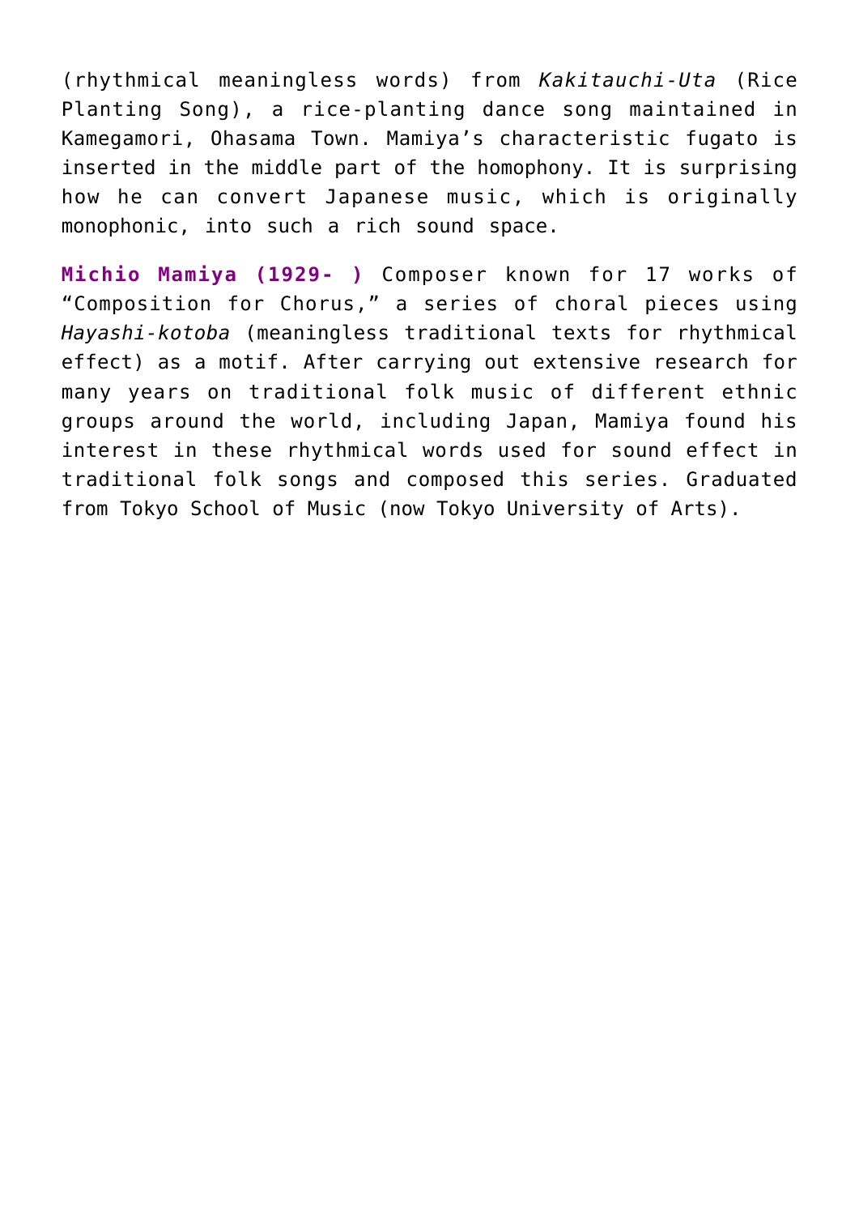(rhythmical meaningless words) from *Kakitauchi-Uta* (Rice Planting Song), a rice-planting dance song maintained in Kamegamori, Ohasama Town. Mamiya's characteristic fugato is inserted in the middle part of the homophony. It is surprising how he can convert Japanese music, which is originally monophonic, into such a rich sound space.

**Michio Mamiya (1929- )** Composer known for 17 works of "Composition for Chorus," a series of choral pieces using *Hayashi-kotoba* (meaningless traditional texts for rhythmical effect) as a motif. After carrying out extensive research for many years on traditional folk music of different ethnic groups around the world, including Japan, Mamiya found his interest in these rhythmical words used for sound effect in traditional folk songs and composed this series. Graduated from Tokyo School of Music (now Tokyo University of Arts).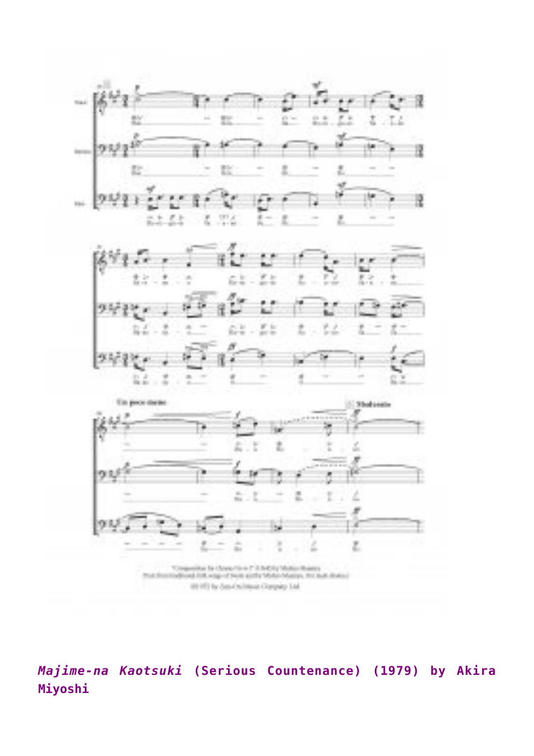*Majime-na Kaotsuki* (Serious Countenance) (1979) by Akira Miyoshi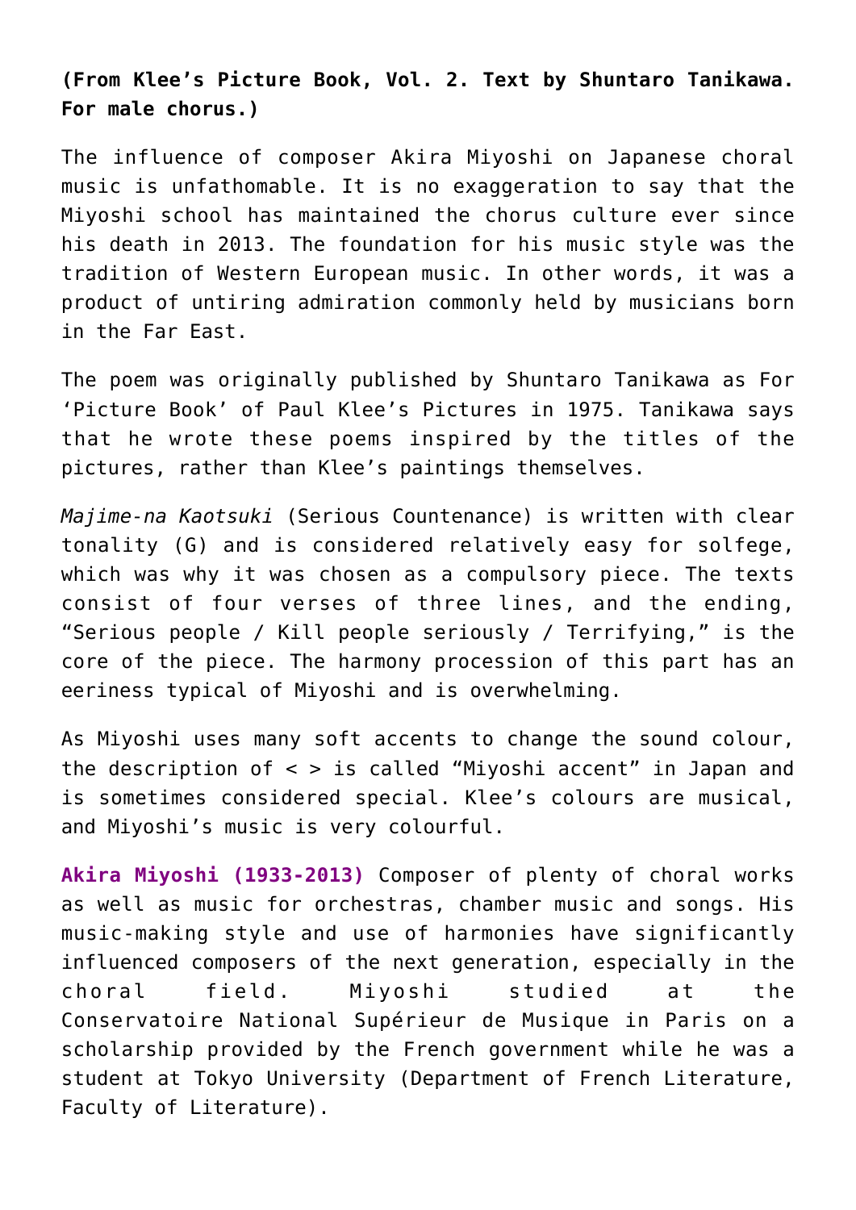**(From Klee's Picture Book, Vol. 2. Text by Shuntaro Tanikawa. For male chorus.)**

The influence of composer Akira Miyoshi on Japanese choral music is unfathomable. It is no exaggeration to say that the Miyoshi school has maintained the chorus culture ever since his death in 2013. The foundation for his music style was the tradition of Western European music. In other words, it was a product of untiring admiration commonly held by musicians born in the Far East.

The poem was originally published by Shuntaro Tanikawa as For 'Picture Book' of Paul Klee's Pictures in 1975. Tanikawa says that he wrote these poems inspired by the titles of the pictures, rather than Klee's paintings themselves.

*Majime-na Kaotsuki* (Serious Countenance) is written with clear tonality (G) and is considered relatively easy for solfege, which was why it was chosen as a compulsory piece. The texts consist of four verses of three lines, and the ending, "Serious people / Kill people seriously / Terrifying," is the core of the piece. The harmony procession of this part has an eeriness typical of Miyoshi and is overwhelming.

As Miyoshi uses many soft accents to change the sound colour, the description of < > is called "Miyoshi accent" in Japan and is sometimes considered special. Klee's colours are musical, and Miyoshi's music is very colourful.

**Akira Miyoshi (1933-2013)** Composer of plenty of choral works as well as music for orchestras, chamber music and songs. His music-making style and use of harmonies have significantly influenced composers of the next generation, especially in the choral field. Miyoshi studied at the Conservatoire National Supérieur de Musique in Paris on a scholarship provided by the French government while he was a student at Tokyo University (Department of French Literature, Faculty of Literature).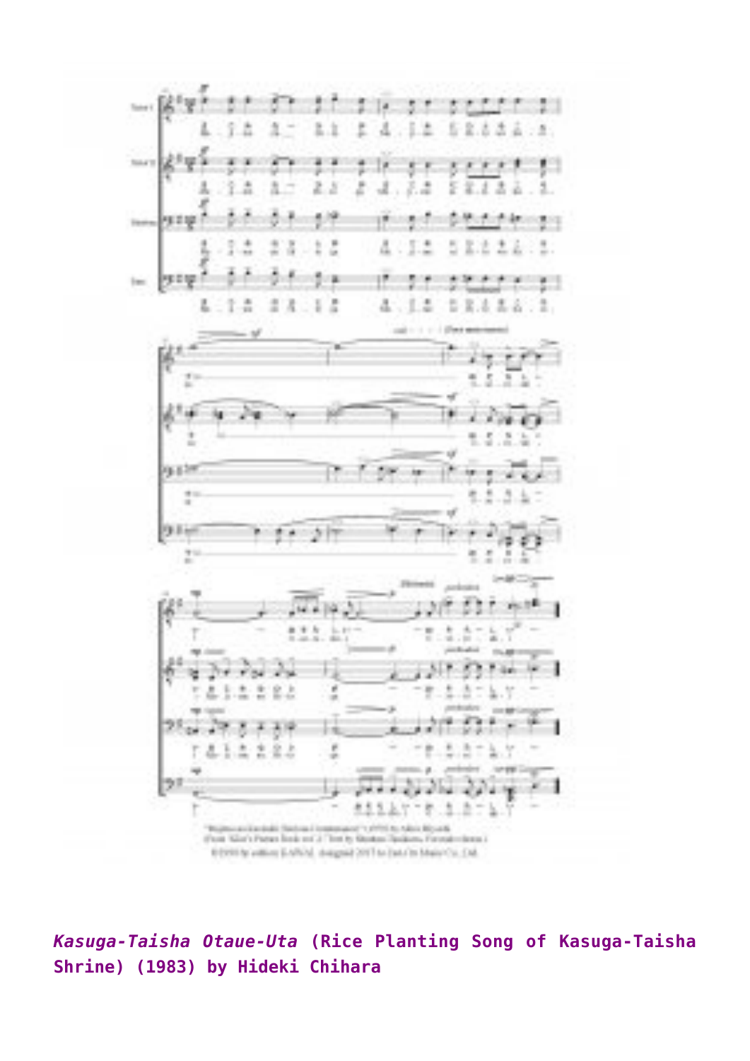*Kasuga-Taisha Otaue-Uta* **(Rice Planting Song of Kasuga-Taisha Shrine) (1983) by Hideki Chihara**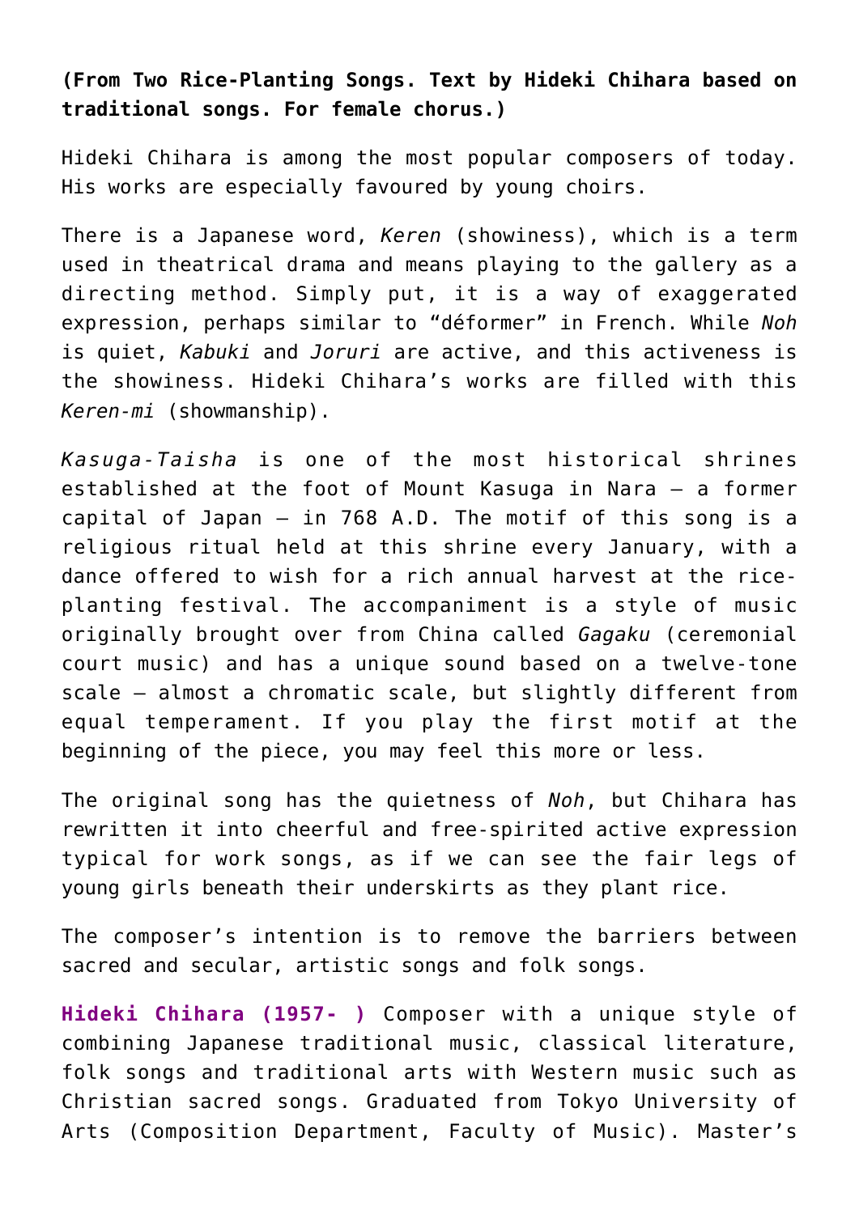**(From Two Rice-Planting Songs. Text by Hideki Chihara based on traditional songs. For female chorus.)**

Hideki Chihara is among the most popular composers of today. His works are especially favoured by young choirs.

There is a Japanese word, *Keren* (showiness), which is a term used in theatrical drama and means playing to the gallery as a directing method. Simply put, it is a way of exaggerated expression, perhaps similar to "déformer" in French. While *Noh* is quiet, *Kabuki* and *Joruri* are active, and this activeness is the showiness. Hideki Chihara's works are filled with this *Keren-mi* (showmanship).

*Kasuga-Taisha* is one of the most historical shrines established at the foot of Mount Kasuga in Nara – a former capital of Japan – in 768 A.D. The motif of this song is a religious ritual held at this shrine every January, with a dance offered to wish for a rich annual harvest at the rice-planting festival. The accompaniment is a style of music originally brought over from China called *Gagaku* (ceremonial court music) and has a unique sound based on a twelve-tone scale – almost a chromatic scale, but slightly different from equal temperament. If you play the first motif at the beginning of the piece, you may feel this more or less.

The original song has the quietness of *Noh*, but Chihara has rewritten it into cheerful and free-spirited active expression typical for work songs, as if we can see the fair legs of young girls beneath their underskirts as they plant rice.

The composer's intention is to remove the barriers between sacred and secular, artistic songs and folk songs.

**Hideki Chihara (1957- )** Composer with a unique style of combining Japanese traditional music, classical literature, folk songs and traditional arts with Western music such as Christian sacred songs. Graduated from Tokyo University of Arts (Composition Department, Faculty of Music). Master's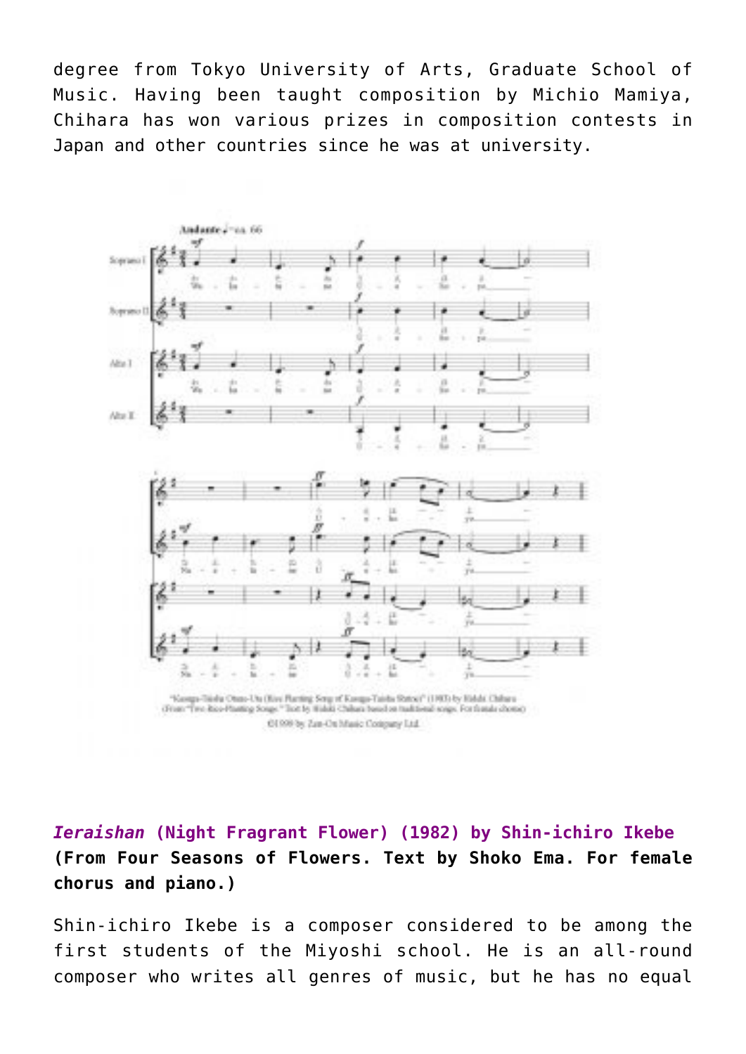degree from Tokyo University of Arts, Graduate School of Music. Having been taught composition by Michio Mamiya, Chihara has won various prizes in composition contests in Japan and other countries since he was at university.

"Kasuga-Taisha Otaue-Uta (Rice Planting Song of Kasuga-Taisha Shrine)" (1983) by Hideki Chihara (From "Two Rice-Planting Songs." Text by Hideki Chihara based on traditional songs. For female chorus)

©1999 by Zen-On Music Company Ltd.

**_Ieraishan_ (Night Fragrant Flower) (1982) by Shin-ichiro Ikebe**
**(From Four Seasons of Flowers. Text by Shoko Ema. For female chorus and piano.)**

Shin-ichiro Ikebe is a composer considered to be among the first students of the Miyoshi school. He is an all-round composer who writes all genres of music, but he has no equal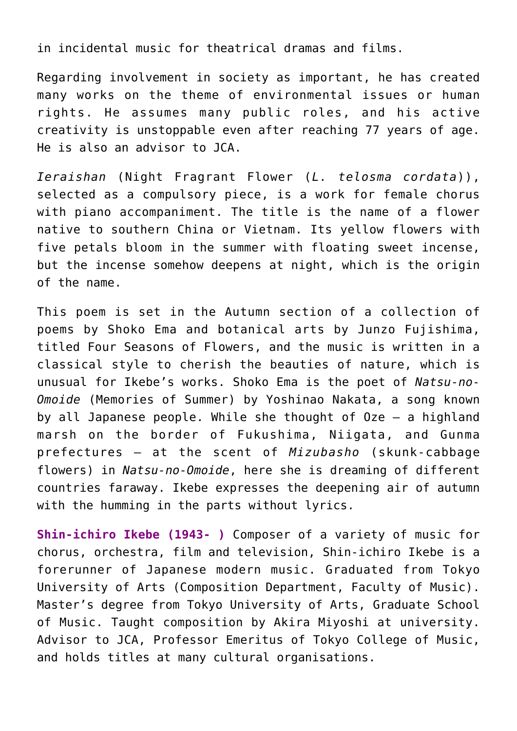in incidental music for theatrical dramas and films.

Regarding involvement in society as important, he has created many works on the theme of environmental issues or human rights. He assumes many public roles, and his active creativity is unstoppable even after reaching 77 years of age. He is also an advisor to JCA.

*Ieraishan* (Night Fragrant Flower (*L. telosma cordata*)), selected as a compulsory piece, is a work for female chorus with piano accompaniment. The title is the name of a flower native to southern China or Vietnam. Its yellow flowers with five petals bloom in the summer with floating sweet incense, but the incense somehow deepens at night, which is the origin of the name.

This poem is set in the Autumn section of a collection of poems by Shoko Ema and botanical arts by Junzo Fujishima, titled Four Seasons of Flowers, and the music is written in a classical style to cherish the beauties of nature, which is unusual for Ikebe's works. Shoko Ema is the poet of *Natsu-no-Omoide* (Memories of Summer) by Yoshinao Nakata, a song known by all Japanese people. While she thought of Oze – a highland marsh on the border of Fukushima, Niigata, and Gunma prefectures – at the scent of *Mizubasho* (skunk-cabbage flowers) in *Natsu-no-Omoide*, here she is dreaming of different countries faraway. Ikebe expresses the deepening air of autumn with the humming in the parts without lyrics.

**Shin-ichiro Ikebe (1943- )** Composer of a variety of music for chorus, orchestra, film and television, Shin-ichiro Ikebe is a forerunner of Japanese modern music. Graduated from Tokyo University of Arts (Composition Department, Faculty of Music). Master's degree from Tokyo University of Arts, Graduate School of Music. Taught composition by Akira Miyoshi at university. Advisor to JCA, Professor Emeritus of Tokyo College of Music, and holds titles at many cultural organisations.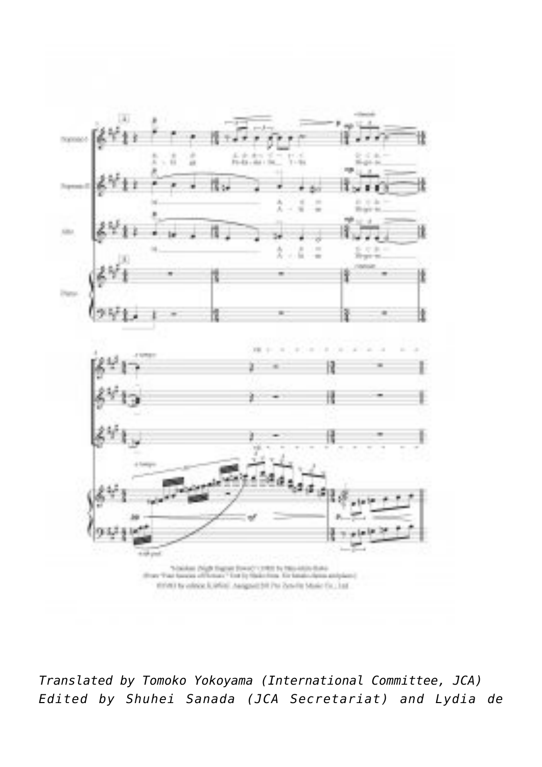*Translated by Tomoko Yokoyama (International Committee, JCA)*
*Edited by Shuhei Sanada (JCA Secretariat) and Lydia de*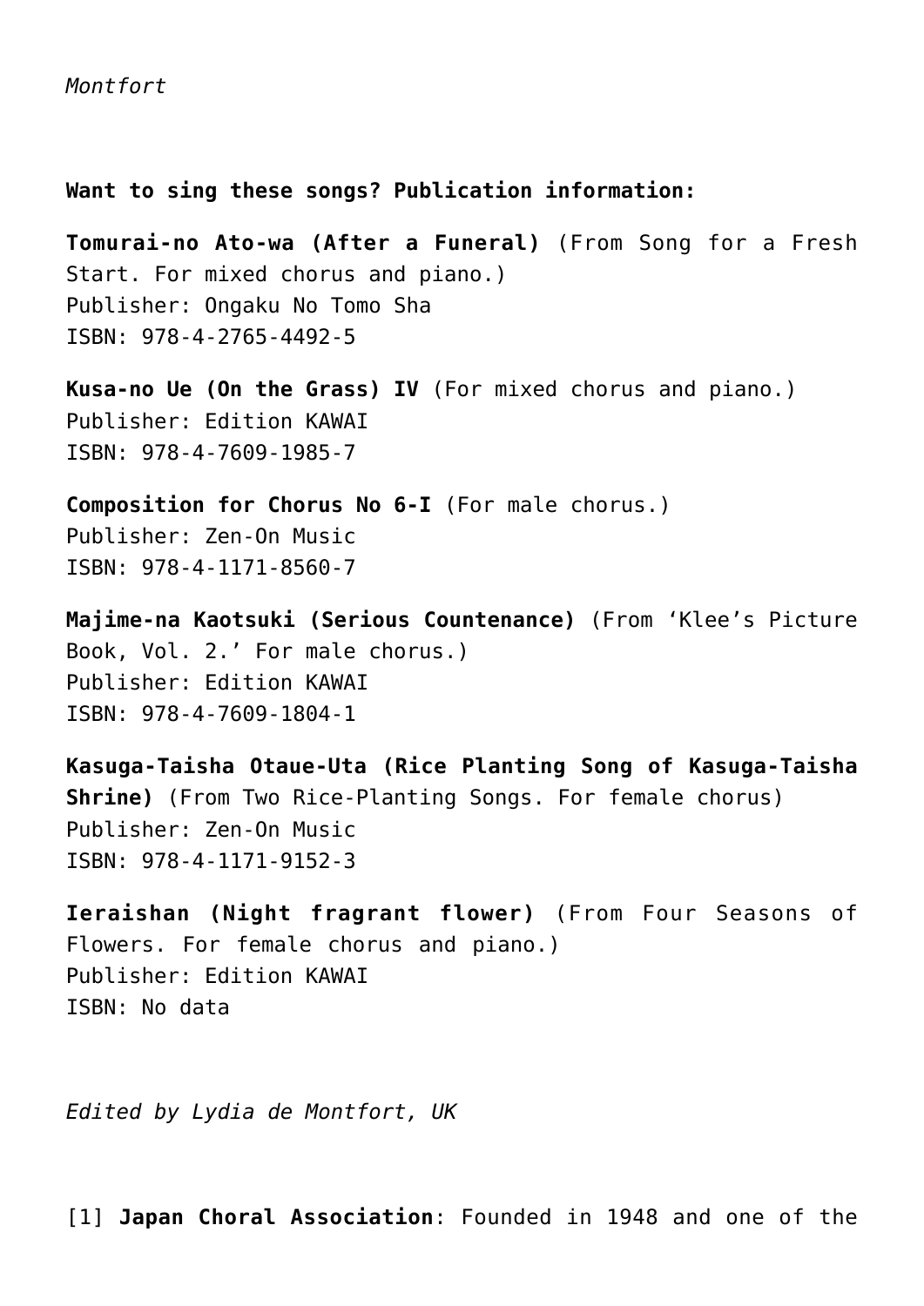*Montfort*

**Want to sing these songs? Publication information:**

**Tomurai-no Ato-wa (After a Funeral)** (From Song for a Fresh Start. For mixed chorus and piano.)
Publisher: Ongaku No Tomo Sha
ISBN: 978-4-2765-4492-5

**Kusa-no Ue (On the Grass) IV** (For mixed chorus and piano.)
Publisher: Edition KAWAI
ISBN: 978-4-7609-1985-7

**Composition for Chorus No 6-I** (For male chorus.)
Publisher: Zen-On Music
ISBN: 978-4-1171-8560-7

**Majime-na Kaotsuki (Serious Countenance)** (From 'Klee's Picture Book, Vol. 2.' For male chorus.)
Publisher: Edition KAWAI
ISBN: 978-4-7609-1804-1

**Kasuga-Taisha Otaue-Uta (Rice Planting Song of Kasuga-Taisha Shrine)** (From Two Rice-Planting Songs. For female chorus)
Publisher: Zen-On Music
ISBN: 978-4-1171-9152-3

**Ieraishan (Night fragrant flower)** (From Four Seasons of Flowers. For female chorus and piano.)
Publisher: Edition KAWAI
ISBN: No data

*Edited by Lydia de Montfort, UK*

[1] **Japan Choral Association**: Founded in 1948 and one of the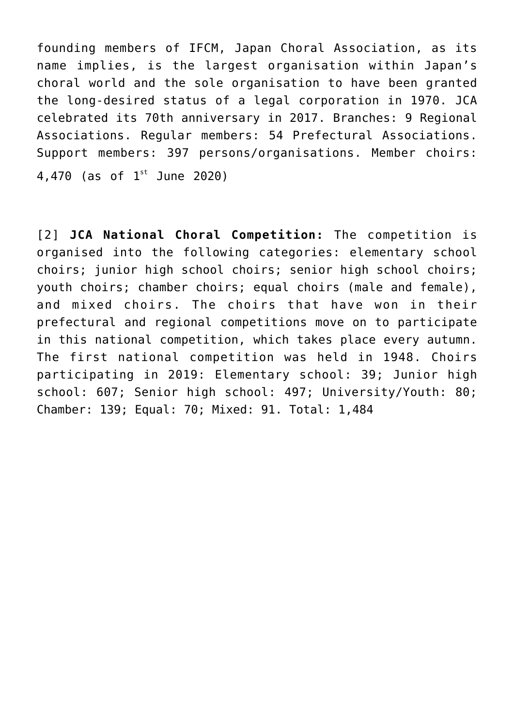founding members of IFCM, Japan Choral Association, as its name implies, is the largest organisation within Japan's choral world and the sole organisation to have been granted the long-desired status of a legal corporation in 1970. JCA celebrated its 70th anniversary in 2017. Branches: 9 Regional Associations. Regular members: 54 Prefectural Associations. Support members: 397 persons/organisations. Member choirs: 4,470 (as of 1st June 2020)

[2] **JCA National Choral Competition:** The competition is organised into the following categories: elementary school choirs; junior high school choirs; senior high school choirs; youth choirs; chamber choirs; equal choirs (male and female), and mixed choirs. The choirs that have won in their prefectural and regional competitions move on to participate in this national competition, which takes place every autumn. The first national competition was held in 1948. Choirs participating in 2019: Elementary school: 39; Junior high school: 607; Senior high school: 497; University/Youth: 80; Chamber: 139; Equal: 70; Mixed: 91. Total: 1,484